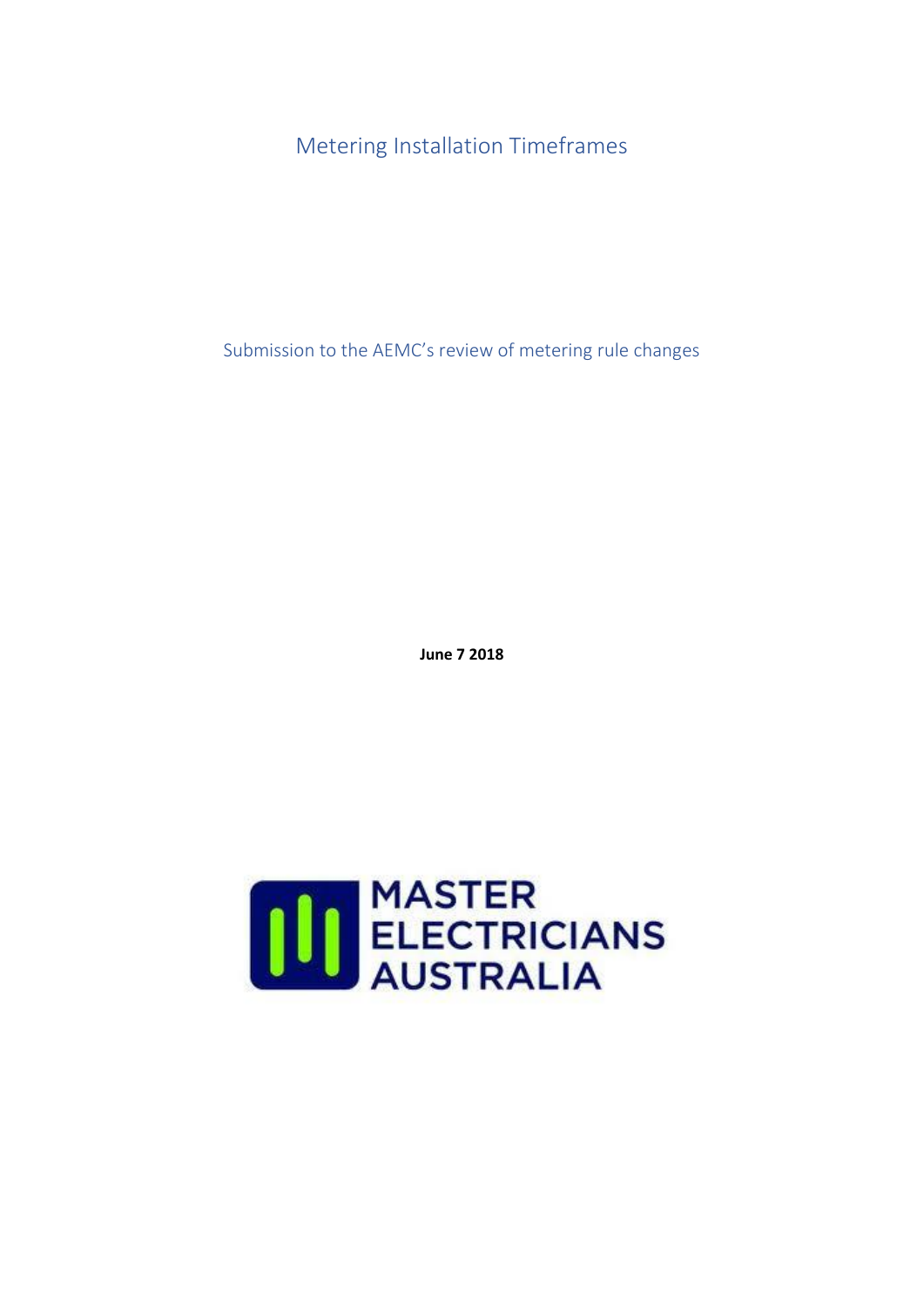# Metering Installation Timeframes

Submission to the AEMC's review of metering rule changes

**June 7 2018**

MASTER ELECTRICIANS AUSTRALIA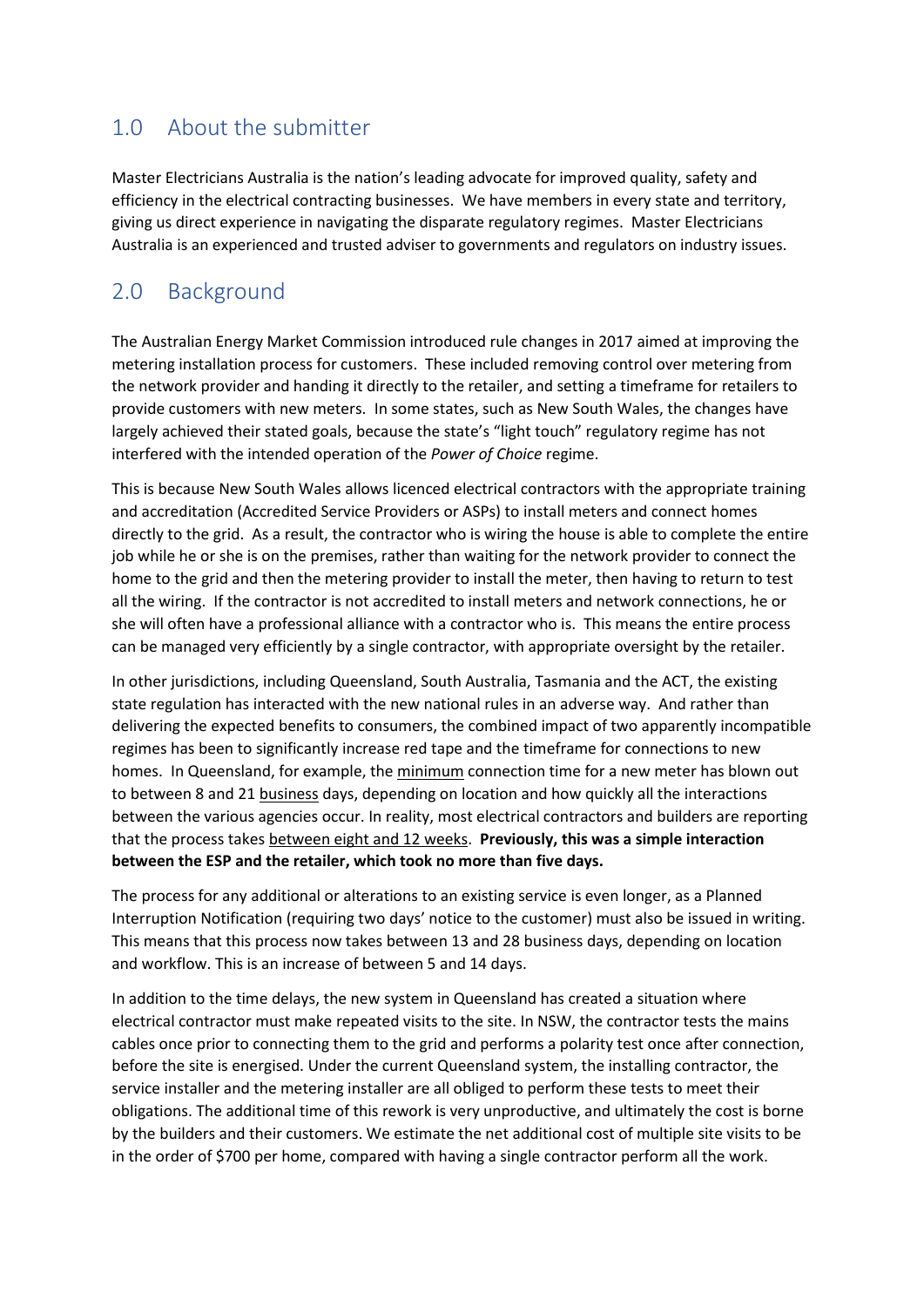## 1.0 About the submitter

Master Electricians Australia is the nation's leading advocate for improved quality, safety and efficiency in the electrical contracting businesses. We have members in every state and territory, giving us direct experience in navigating the disparate regulatory regimes. Master Electricians Australia is an experienced and trusted adviser to governments and regulators on industry issues.

## 2.0 Background

The Australian Energy Market Commission introduced rule changes in 2017 aimed at improving the metering installation process for customers. These included removing control over metering from the network provider and handing it directly to the retailer, and setting a timeframe for retailers to provide customers with new meters. In some states, such as New South Wales, the changes have largely achieved their stated goals, because the state's "light touch" regulatory regime has not interfered with the intended operation of the *Power of Choice* regime.

This is because New South Wales allows licenced electrical contractors with the appropriate training and accreditation (Accredited Service Providers or ASPs) to install meters and connect homes directly to the grid. As a result, the contractor who is wiring the house is able to complete the entire job while he or she is on the premises, rather than waiting for the network provider to connect the home to the grid and then the metering provider to install the meter, then having to return to test all the wiring. If the contractor is not accredited to install meters and network connections, he or she will often have a professional alliance with a contractor who is. This means the entire process can be managed very efficiently by a single contractor, with appropriate oversight by the retailer.

In other jurisdictions, including Queensland, South Australia, Tasmania and the ACT, the existing state regulation has interacted with the new national rules in an adverse way. And rather than delivering the expected benefits to consumers, the combined impact of two apparently incompatible regimes has been to significantly increase red tape and the timeframe for connections to new homes. In Queensland, for example, the <u>minimum</u> connection time for a new meter has blown out to between 8 and 21 <u>business</u> days, depending on location and how quickly all the interactions between the various agencies occur. In reality, most electrical contractors and builders are reporting that the process takes <u>between eight and 12 weeks</u>. **Previously, this was a simple interaction between the ESP and the retailer, which took no more than five days.**

The process for any additional or alterations to an existing service is even longer, as a Planned Interruption Notification (requiring two days' notice to the customer) must also be issued in writing. This means that this process now takes between 13 and 28 business days, depending on location and workflow. This is an increase of between 5 and 14 days.

In addition to the time delays, the new system in Queensland has created a situation where electrical contractor must make repeated visits to the site. In NSW, the contractor tests the mains cables once prior to connecting them to the grid and performs a polarity test once after connection, before the site is energised. Under the current Queensland system, the installing contractor, the service installer and the metering installer are all obliged to perform these tests to meet their obligations. The additional time of this rework is very unproductive, and ultimately the cost is borne by the builders and their customers. We estimate the net additional cost of multiple site visits to be in the order of $700 per home, compared with having a single contractor perform all the work.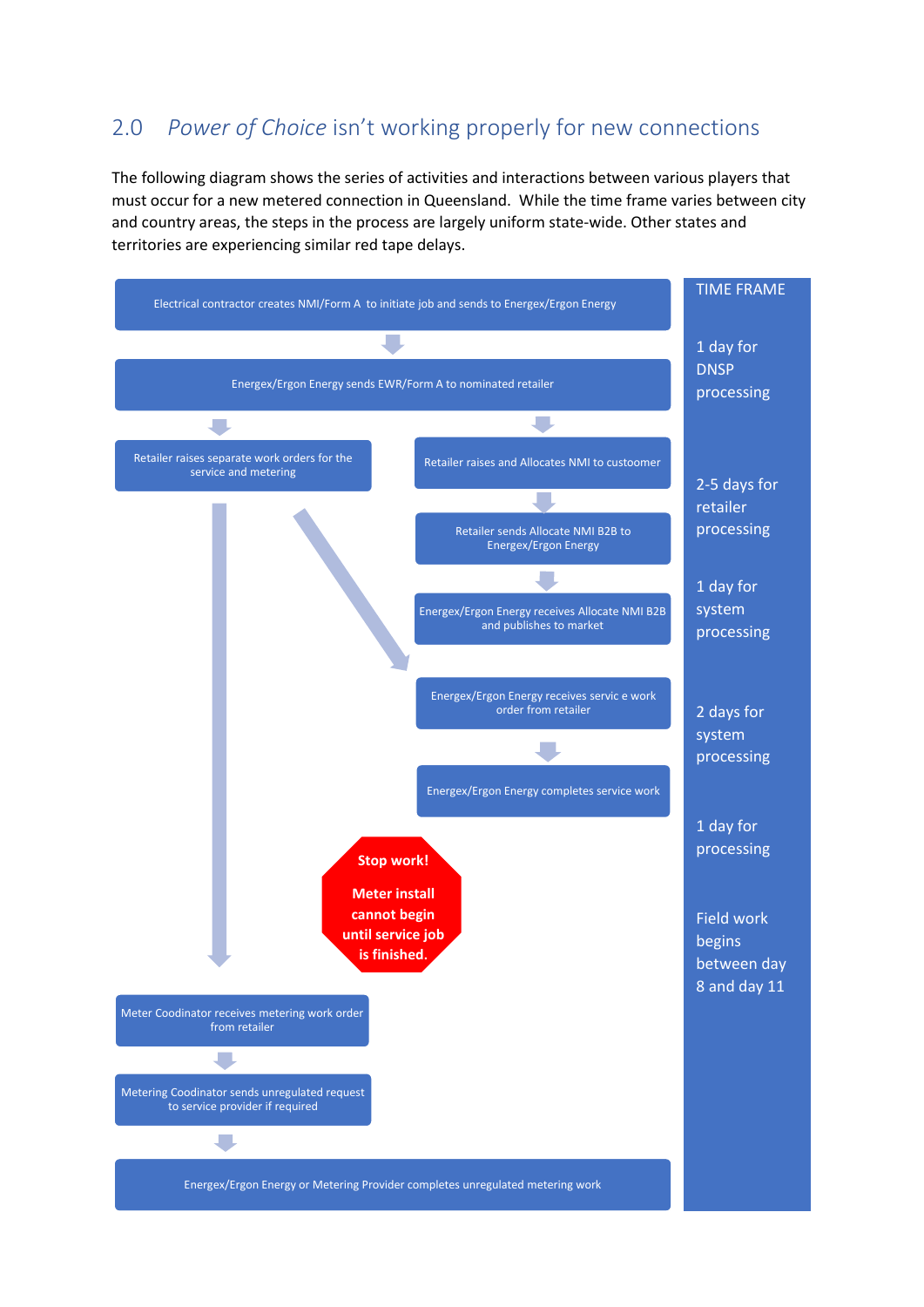## 2.0 *Power of Choice* isn't working properly for new connections

The following diagram shows the series of activities and interactions between various players that must occur for a new metered connection in Queensland. While the time frame varies between city and country areas, the steps in the process are largely uniform state-wide. Other states and territories are experiencing similar red tape delays.

Electrical contractor creates NMI/Form A to initiate job and sends to Energex/Ergon Energy

Energex/Ergon Energy sends EWR/Form A to nominated retailer

Retailer raises separate work orders for the service and metering

Retailer raises and Allocates NMI to custoomer

Retailer sends Allocate NMI B2B to Energex/Ergon Energy

Energex/Ergon Energy receives Allocate NMI B2B and publishes to market

Energex/Ergon Energy receives servic e work order from retailer

Energex/Ergon Energy completes service work

**Stop work!**

**Meter install cannot begin until service job is finished.**

Meter Coodinator receives metering work order from retailer

Metering Coodinator sends unregulated request to service provider if required

Energex/Ergon Energy or Metering Provider completes unregulated metering work

TIME FRAME

1 day for DNSP processing

2-5 days for retailer processing

1 day for system processing

2 days for system processing

1 day for processing

Field work begins between day 8 and day 11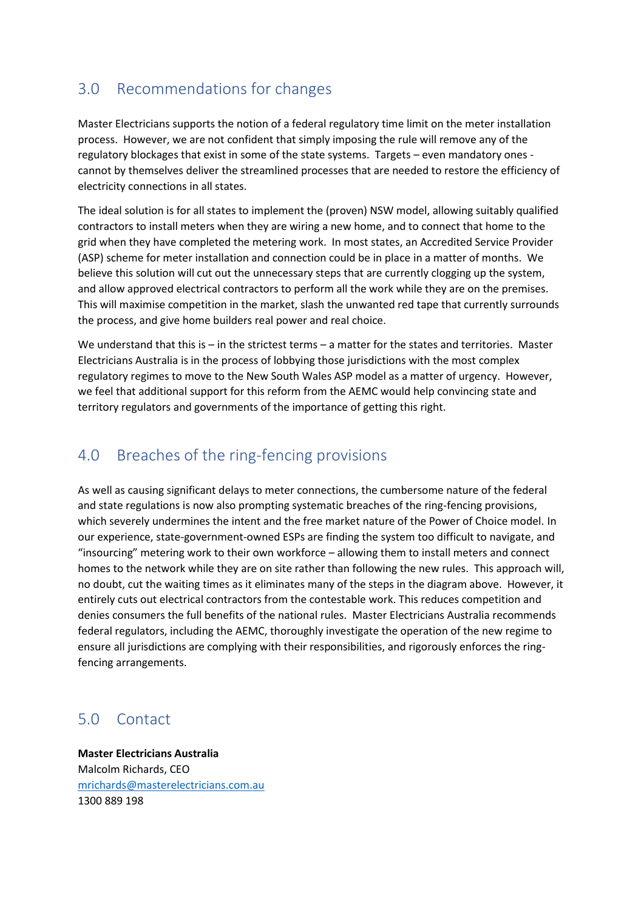## 3.0 Recommendations for changes

Master Electricians supports the notion of a federal regulatory time limit on the meter installation process. However, we are not confident that simply imposing the rule will remove any of the regulatory blockages that exist in some of the state systems. Targets – even mandatory ones - cannot by themselves deliver the streamlined processes that are needed to restore the efficiency of electricity connections in all states.

The ideal solution is for all states to implement the (proven) NSW model, allowing suitably qualified contractors to install meters when they are wiring a new home, and to connect that home to the grid when they have completed the metering work. In most states, an Accredited Service Provider (ASP) scheme for meter installation and connection could be in place in a matter of months. We believe this solution will cut out the unnecessary steps that are currently clogging up the system, and allow approved electrical contractors to perform all the work while they are on the premises. This will maximise competition in the market, slash the unwanted red tape that currently surrounds the process, and give home builders real power and real choice.

We understand that this is – in the strictest terms – a matter for the states and territories. Master Electricians Australia is in the process of lobbying those jurisdictions with the most complex regulatory regimes to move to the New South Wales ASP model as a matter of urgency. However, we feel that additional support for this reform from the AEMC would help convincing state and territory regulators and governments of the importance of getting this right.

## 4.0 Breaches of the ring-fencing provisions

As well as causing significant delays to meter connections, the cumbersome nature of the federal and state regulations is now also prompting systematic breaches of the ring-fencing provisions, which severely undermines the intent and the free market nature of the Power of Choice model. In our experience, state-government-owned ESPs are finding the system too difficult to navigate, and "insourcing" metering work to their own workforce – allowing them to install meters and connect homes to the network while they are on site rather than following the new rules. This approach will, no doubt, cut the waiting times as it eliminates many of the steps in the diagram above. However, it entirely cuts out electrical contractors from the contestable work. This reduces competition and denies consumers the full benefits of the national rules. Master Electricians Australia recommends federal regulators, including the AEMC, thoroughly investigate the operation of the new regime to ensure all jurisdictions are complying with their responsibilities, and rigorously enforces the ring-fencing arrangements.

## 5.0 Contact

**Master Electricians Australia**
Malcolm Richards, CEO
mrichards@masterelectricians.com.au
1300 889 198